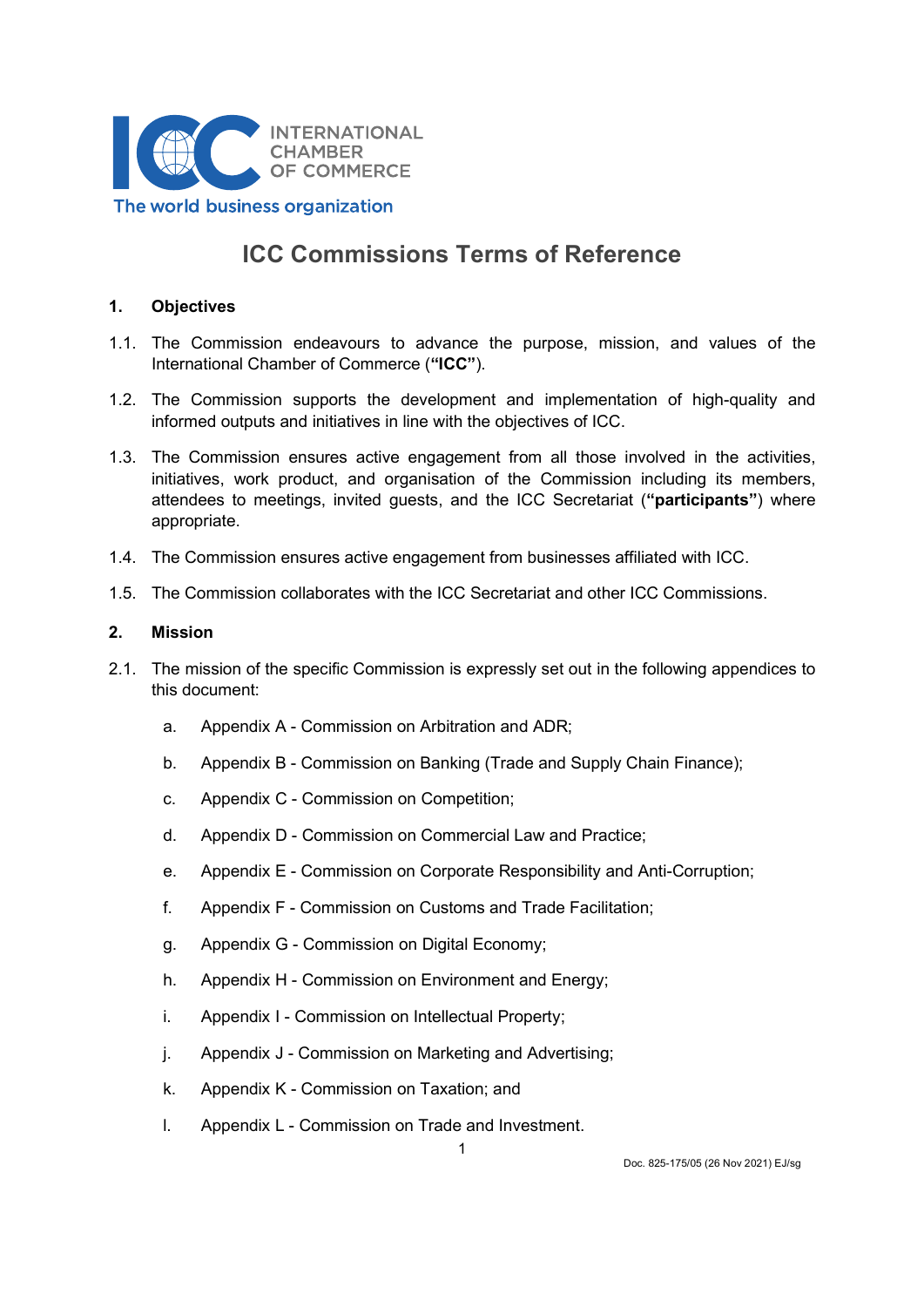# ICC Commissions Terms of Reference

## 1. Objectives

1.1. The Commission endeavours to advance the purpose, mission, and values of the International Chamber of Commerce (**"ICC"**).

1.2. The Commission supports the development and implementation of high-quality and informed outputs and initiatives in line with the objectives of ICC.

1.3. The Commission ensures active engagement from all those involved in the activities, initiatives, work product, and organisation of the Commission including its members, attendees to meetings, invited guests, and the ICC Secretariat (**"participants"**) where appropriate.

1.4. The Commission ensures active engagement from businesses affiliated with ICC.

1.5. The Commission collaborates with the ICC Secretariat and other ICC Commissions.

## 2. Mission

2.1. The mission of the specific Commission is expressly set out in the following appendices to this document:

a. Appendix A - Commission on Arbitration and ADR;

b. Appendix B - Commission on Banking (Trade and Supply Chain Finance);

c. Appendix C - Commission on Competition;

d. Appendix D - Commission on Commercial Law and Practice;

e. Appendix E - Commission on Corporate Responsibility and Anti-Corruption;

f. Appendix F - Commission on Customs and Trade Facilitation;

g. Appendix G - Commission on Digital Economy;

h. Appendix H - Commission on Environment and Energy;

i. Appendix I - Commission on Intellectual Property;

j. Appendix J - Commission on Marketing and Advertising;

k. Appendix K - Commission on Taxation; and

l. Appendix L - Commission on Trade and Investment.

Doc. 825-175/05 (26 Nov 2021) EJ/sg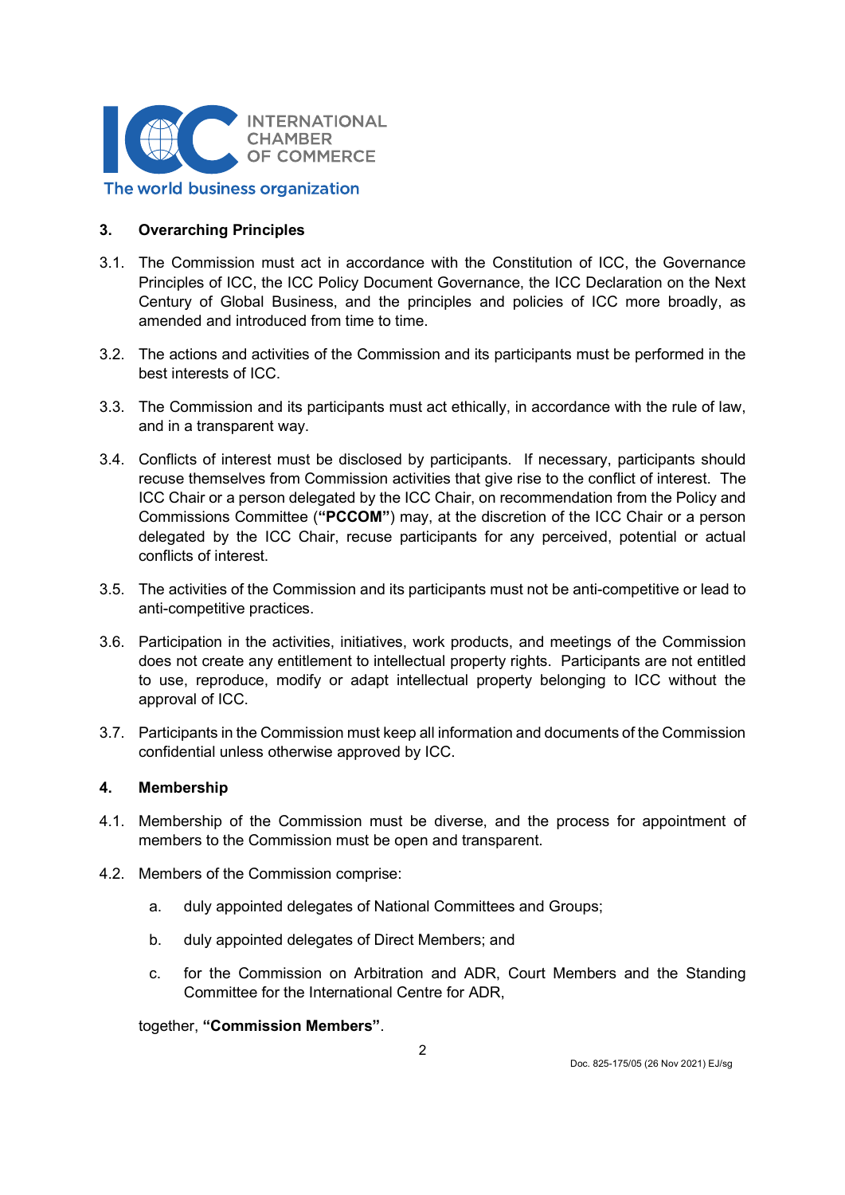## 3. Overarching Principles

3.1. The Commission must act in accordance with the Constitution of ICC, the Governance Principles of ICC, the ICC Policy Document Governance, the ICC Declaration on the Next Century of Global Business, and the principles and policies of ICC more broadly, as amended and introduced from time to time.

3.2. The actions and activities of the Commission and its participants must be performed in the best interests of ICC.

3.3. The Commission and its participants must act ethically, in accordance with the rule of law, and in a transparent way.

3.4. Conflicts of interest must be disclosed by participants. If necessary, participants should recuse themselves from Commission activities that give rise to the conflict of interest. The ICC Chair or a person delegated by the ICC Chair, on recommendation from the Policy and Commissions Committee (**"PCCOM"**) may, at the discretion of the ICC Chair or a person delegated by the ICC Chair, recuse participants for any perceived, potential or actual conflicts of interest.

3.5. The activities of the Commission and its participants must not be anti-competitive or lead to anti-competitive practices.

3.6. Participation in the activities, initiatives, work products, and meetings of the Commission does not create any entitlement to intellectual property rights. Participants are not entitled to use, reproduce, modify or adapt intellectual property belonging to ICC without the approval of ICC.

3.7. Participants in the Commission must keep all information and documents of the Commission confidential unless otherwise approved by ICC.

## 4. Membership

4.1. Membership of the Commission must be diverse, and the process for appointment of members to the Commission must be open and transparent.

4.2. Members of the Commission comprise:

   a. duly appointed delegates of National Committees and Groups;

   b. duly appointed delegates of Direct Members; and

   c. for the Commission on Arbitration and ADR, Court Members and the Standing Committee for the International Centre for ADR,

together, **"Commission Members"**.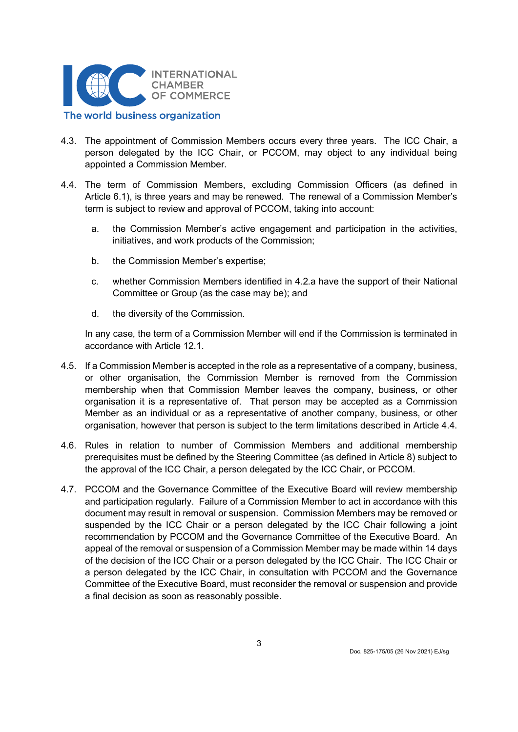4.3. The appointment of Commission Members occurs every three years. The ICC Chair, a person delegated by the ICC Chair, or PCCOM, may object to any individual being appointed a Commission Member.

4.4. The term of Commission Members, excluding Commission Officers (as defined in Article 6.1), is three years and may be renewed. The renewal of a Commission Member's term is subject to review and approval of PCCOM, taking into account:

   a. the Commission Member's active engagement and participation in the activities, initiatives, and work products of the Commission;

   b. the Commission Member's expertise;

   c. whether Commission Members identified in 4.2.a have the support of their National Committee or Group (as the case may be); and

   d. the diversity of the Commission.

   In any case, the term of a Commission Member will end if the Commission is terminated in accordance with Article 12.1.

4.5. If a Commission Member is accepted in the role as a representative of a company, business, or other organisation, the Commission Member is removed from the Commission membership when that Commission Member leaves the company, business, or other organisation it is a representative of. That person may be accepted as a Commission Member as an individual or as a representative of another company, business, or other organisation, however that person is subject to the term limitations described in Article 4.4.

4.6. Rules in relation to number of Commission Members and additional membership prerequisites must be defined by the Steering Committee (as defined in Article 8) subject to the approval of the ICC Chair, a person delegated by the ICC Chair, or PCCOM.

4.7. PCCOM and the Governance Committee of the Executive Board will review membership and participation regularly. Failure of a Commission Member to act in accordance with this document may result in removal or suspension. Commission Members may be removed or suspended by the ICC Chair or a person delegated by the ICC Chair following a joint recommendation by PCCOM and the Governance Committee of the Executive Board. An appeal of the removal or suspension of a Commission Member may be made within 14 days of the decision of the ICC Chair or a person delegated by the ICC Chair. The ICC Chair or a person delegated by the ICC Chair, in consultation with PCCOM and the Governance Committee of the Executive Board, must reconsider the removal or suspension and provide a final decision as soon as reasonably possible.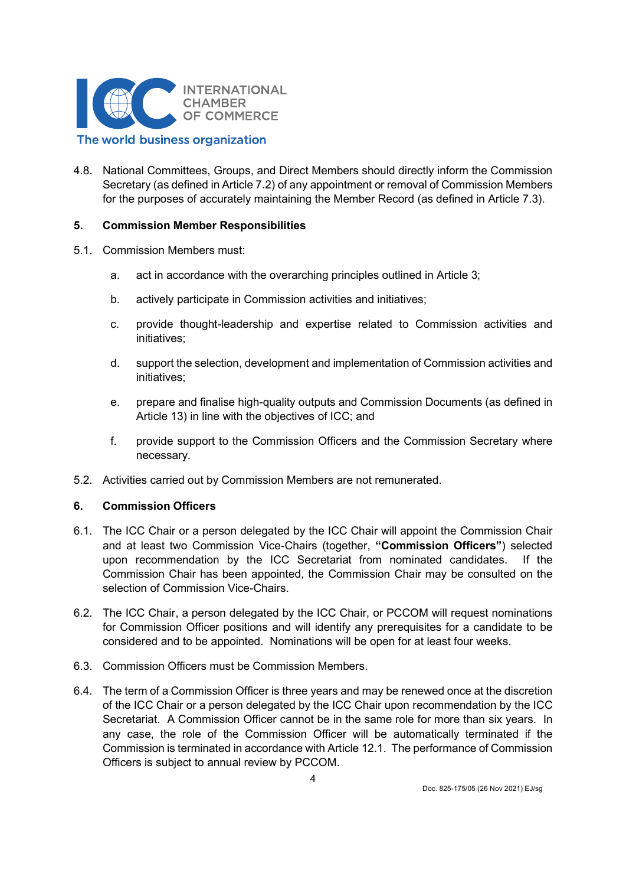4.8. National Committees, Groups, and Direct Members should directly inform the Commission Secretary (as defined in Article 7.2) of any appointment or removal of Commission Members for the purposes of accurately maintaining the Member Record (as defined in Article 7.3).

## 5. Commission Member Responsibilities

5.1. Commission Members must:

a. act in accordance with the overarching principles outlined in Article 3;

b. actively participate in Commission activities and initiatives;

c. provide thought-leadership and expertise related to Commission activities and initiatives;

d. support the selection, development and implementation of Commission activities and initiatives;

e. prepare and finalise high-quality outputs and Commission Documents (as defined in Article 13) in line with the objectives of ICC; and

f. provide support to the Commission Officers and the Commission Secretary where necessary.

5.2. Activities carried out by Commission Members are not remunerated.

## 6. Commission Officers

6.1. The ICC Chair or a person delegated by the ICC Chair will appoint the Commission Chair and at least two Commission Vice-Chairs (together, **"Commission Officers"**) selected upon recommendation by the ICC Secretariat from nominated candidates. If the Commission Chair has been appointed, the Commission Chair may be consulted on the selection of Commission Vice-Chairs.

6.2. The ICC Chair, a person delegated by the ICC Chair, or PCCOM will request nominations for Commission Officer positions and will identify any prerequisites for a candidate to be considered and to be appointed. Nominations will be open for at least four weeks.

6.3. Commission Officers must be Commission Members.

6.4. The term of a Commission Officer is three years and may be renewed once at the discretion of the ICC Chair or a person delegated by the ICC Chair upon recommendation by the ICC Secretariat. A Commission Officer cannot be in the same role for more than six years. In any case, the role of the Commission Officer will be automatically terminated if the Commission is terminated in accordance with Article 12.1. The performance of Commission Officers is subject to annual review by PCCOM.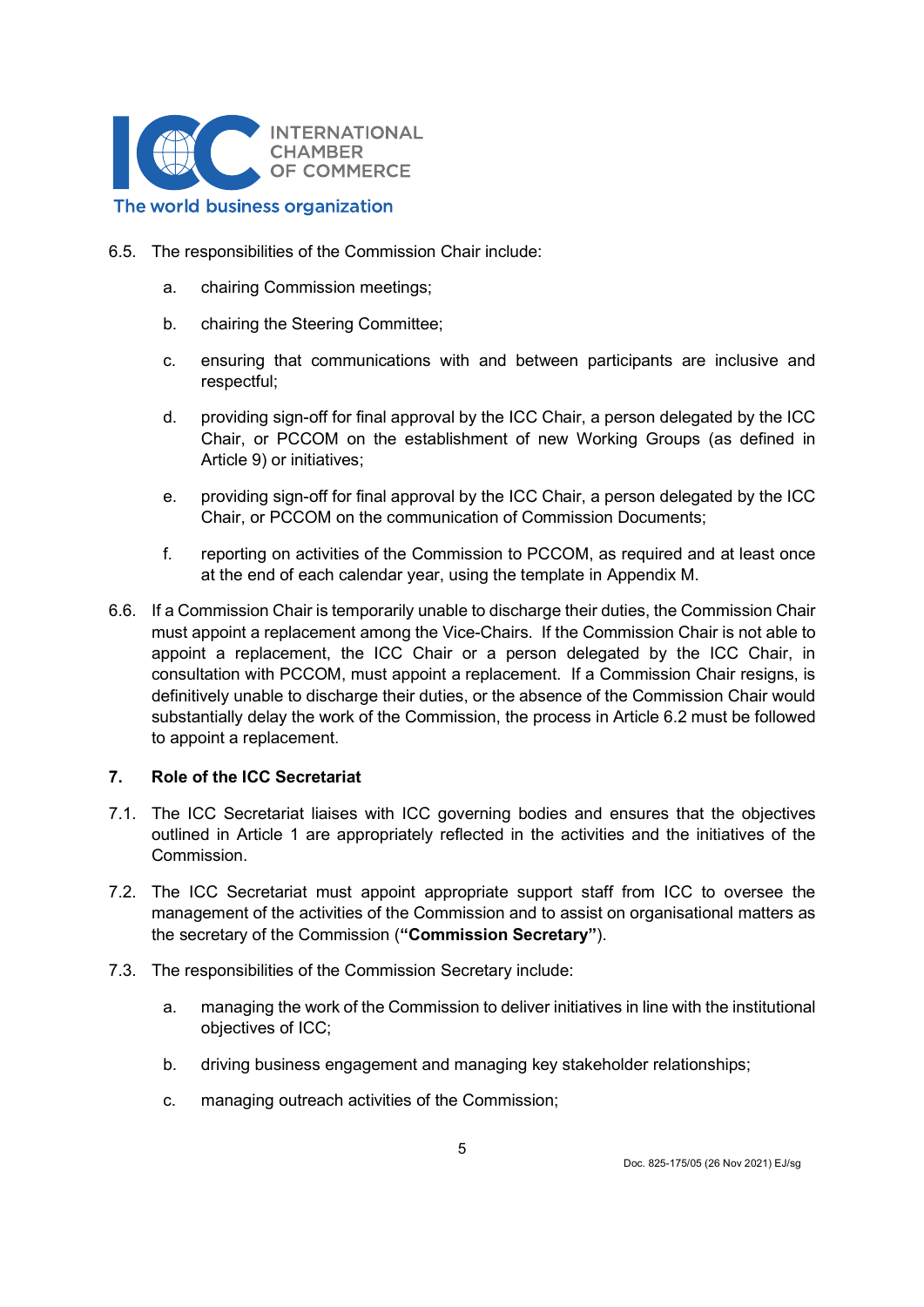6.5. The responsibilities of the Commission Chair include:

a. chairing Commission meetings;

b. chairing the Steering Committee;

c. ensuring that communications with and between participants are inclusive and respectful;

d. providing sign-off for final approval by the ICC Chair, a person delegated by the ICC Chair, or PCCOM on the establishment of new Working Groups (as defined in Article 9) or initiatives;

e. providing sign-off for final approval by the ICC Chair, a person delegated by the ICC Chair, or PCCOM on the communication of Commission Documents;

f. reporting on activities of the Commission to PCCOM, as required and at least once at the end of each calendar year, using the template in Appendix M.

6.6. If a Commission Chair is temporarily unable to discharge their duties, the Commission Chair must appoint a replacement among the Vice-Chairs. If the Commission Chair is not able to appoint a replacement, the ICC Chair or a person delegated by the ICC Chair, in consultation with PCCOM, must appoint a replacement. If a Commission Chair resigns, is definitively unable to discharge their duties, or the absence of the Commission Chair would substantially delay the work of the Commission, the process in Article 6.2 must be followed to appoint a replacement.

## 7. Role of the ICC Secretariat

7.1. The ICC Secretariat liaises with ICC governing bodies and ensures that the objectives outlined in Article 1 are appropriately reflected in the activities and the initiatives of the Commission.

7.2. The ICC Secretariat must appoint appropriate support staff from ICC to oversee the management of the activities of the Commission and to assist on organisational matters as the secretary of the Commission (**"Commission Secretary"**).

7.3. The responsibilities of the Commission Secretary include:

a. managing the work of the Commission to deliver initiatives in line with the institutional objectives of ICC;

b. driving business engagement and managing key stakeholder relationships;

c. managing outreach activities of the Commission;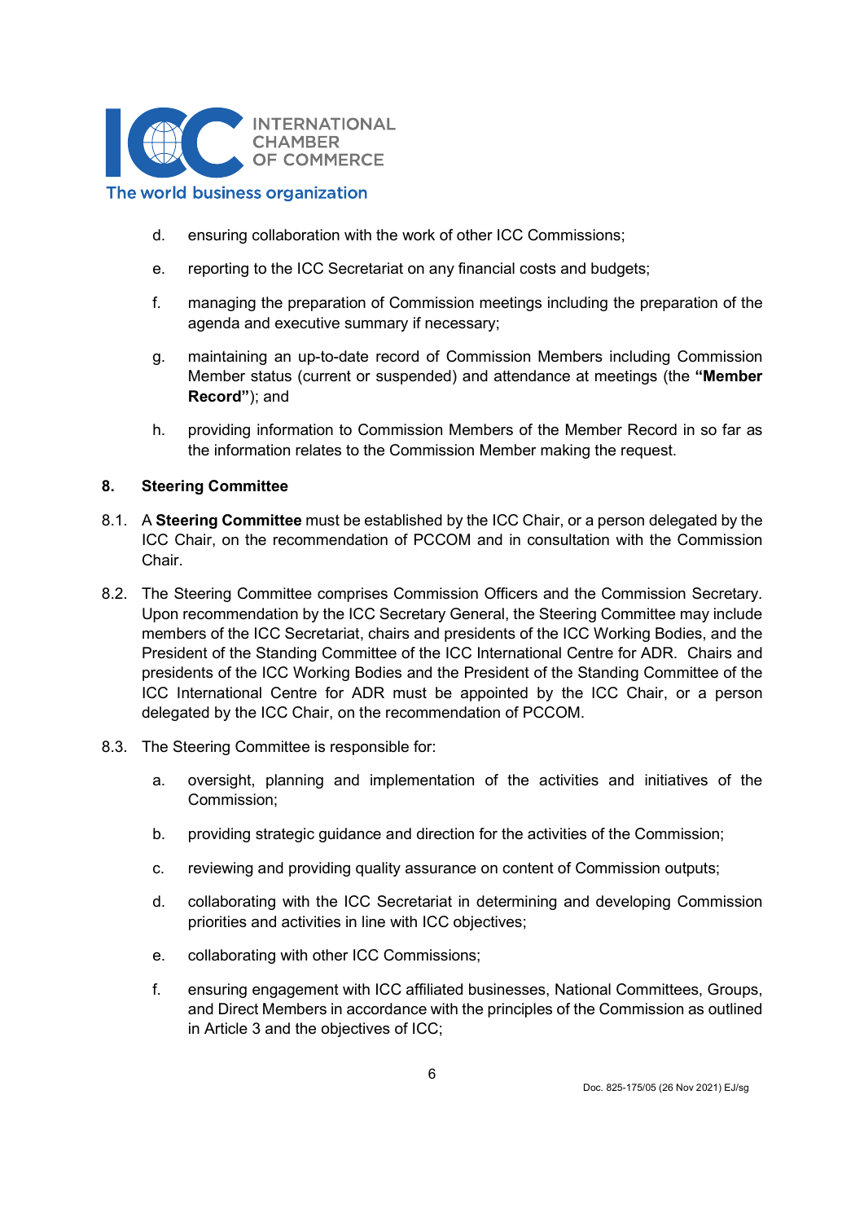d. ensuring collaboration with the work of other ICC Commissions;

e. reporting to the ICC Secretariat on any financial costs and budgets;

f. managing the preparation of Commission meetings including the preparation of the agenda and executive summary if necessary;

g. maintaining an up-to-date record of Commission Members including Commission Member status (current or suspended) and attendance at meetings (the **"Member Record"**); and

h. providing information to Commission Members of the Member Record in so far as the information relates to the Commission Member making the request.

## 8. Steering Committee

8.1. A **Steering Committee** must be established by the ICC Chair, or a person delegated by the ICC Chair, on the recommendation of PCCOM and in consultation with the Commission Chair.

8.2. The Steering Committee comprises Commission Officers and the Commission Secretary. Upon recommendation by the ICC Secretary General, the Steering Committee may include members of the ICC Secretariat, chairs and presidents of the ICC Working Bodies, and the President of the Standing Committee of the ICC International Centre for ADR. Chairs and presidents of the ICC Working Bodies and the President of the Standing Committee of the ICC International Centre for ADR must be appointed by the ICC Chair, or a person delegated by the ICC Chair, on the recommendation of PCCOM.

8.3. The Steering Committee is responsible for:

a. oversight, planning and implementation of the activities and initiatives of the Commission;

b. providing strategic guidance and direction for the activities of the Commission;

c. reviewing and providing quality assurance on content of Commission outputs;

d. collaborating with the ICC Secretariat in determining and developing Commission priorities and activities in line with ICC objectives;

e. collaborating with other ICC Commissions;

f. ensuring engagement with ICC affiliated businesses, National Committees, Groups, and Direct Members in accordance with the principles of the Commission as outlined in Article 3 and the objectives of ICC;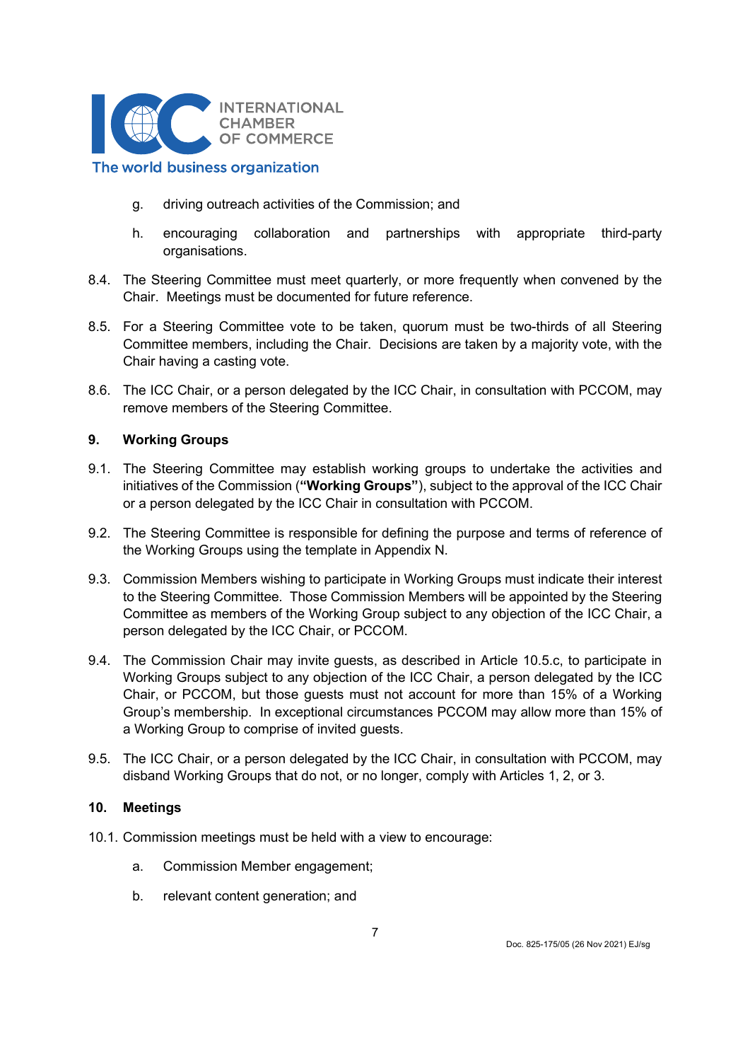g. driving outreach activities of the Commission; and

h. encouraging collaboration and partnerships with appropriate third-party organisations.

8.4. The Steering Committee must meet quarterly, or more frequently when convened by the Chair. Meetings must be documented for future reference.

8.5. For a Steering Committee vote to be taken, quorum must be two-thirds of all Steering Committee members, including the Chair. Decisions are taken by a majority vote, with the Chair having a casting vote.

8.6. The ICC Chair, or a person delegated by the ICC Chair, in consultation with PCCOM, may remove members of the Steering Committee.

## 9. Working Groups

9.1. The Steering Committee may establish working groups to undertake the activities and initiatives of the Commission (**"Working Groups"**), subject to the approval of the ICC Chair or a person delegated by the ICC Chair in consultation with PCCOM.

9.2. The Steering Committee is responsible for defining the purpose and terms of reference of the Working Groups using the template in Appendix N.

9.3. Commission Members wishing to participate in Working Groups must indicate their interest to the Steering Committee. Those Commission Members will be appointed by the Steering Committee as members of the Working Group subject to any objection of the ICC Chair, a person delegated by the ICC Chair, or PCCOM.

9.4. The Commission Chair may invite guests, as described in Article 10.5.c, to participate in Working Groups subject to any objection of the ICC Chair, a person delegated by the ICC Chair, or PCCOM, but those guests must not account for more than 15% of a Working Group's membership. In exceptional circumstances PCCOM may allow more than 15% of a Working Group to comprise of invited guests.

9.5. The ICC Chair, or a person delegated by the ICC Chair, in consultation with PCCOM, may disband Working Groups that do not, or no longer, comply with Articles 1, 2, or 3.

## 10. Meetings

10.1. Commission meetings must be held with a view to encourage:

a. Commission Member engagement;

b. relevant content generation; and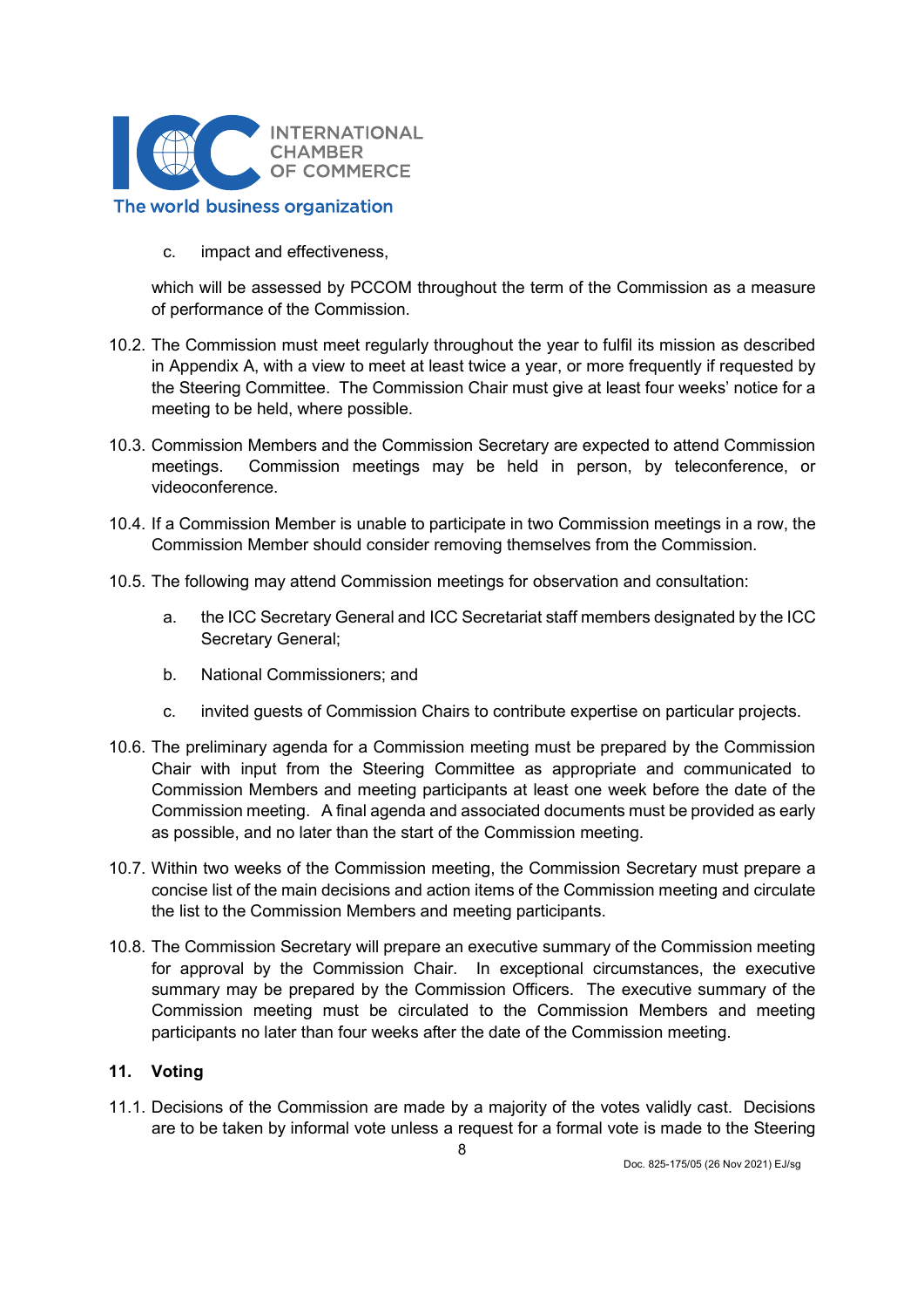c. impact and effectiveness,

which will be assessed by PCCOM throughout the term of the Commission as a measure of performance of the Commission.

10.2. The Commission must meet regularly throughout the year to fulfil its mission as described in Appendix A, with a view to meet at least twice a year, or more frequently if requested by the Steering Committee. The Commission Chair must give at least four weeks' notice for a meeting to be held, where possible.

10.3. Commission Members and the Commission Secretary are expected to attend Commission meetings. Commission meetings may be held in person, by teleconference, or videoconference.

10.4. If a Commission Member is unable to participate in two Commission meetings in a row, the Commission Member should consider removing themselves from the Commission.

10.5. The following may attend Commission meetings for observation and consultation:

a. the ICC Secretary General and ICC Secretariat staff members designated by the ICC Secretary General;

b. National Commissioners; and

c. invited guests of Commission Chairs to contribute expertise on particular projects.

10.6. The preliminary agenda for a Commission meeting must be prepared by the Commission Chair with input from the Steering Committee as appropriate and communicated to Commission Members and meeting participants at least one week before the date of the Commission meeting. A final agenda and associated documents must be provided as early as possible, and no later than the start of the Commission meeting.

10.7. Within two weeks of the Commission meeting, the Commission Secretary must prepare a concise list of the main decisions and action items of the Commission meeting and circulate the list to the Commission Members and meeting participants.

10.8. The Commission Secretary will prepare an executive summary of the Commission meeting for approval by the Commission Chair. In exceptional circumstances, the executive summary may be prepared by the Commission Officers. The executive summary of the Commission meeting must be circulated to the Commission Members and meeting participants no later than four weeks after the date of the Commission meeting.

## 11. Voting

11.1. Decisions of the Commission are made by a majority of the votes validly cast. Decisions are to be taken by informal vote unless a request for a formal vote is made to the Steering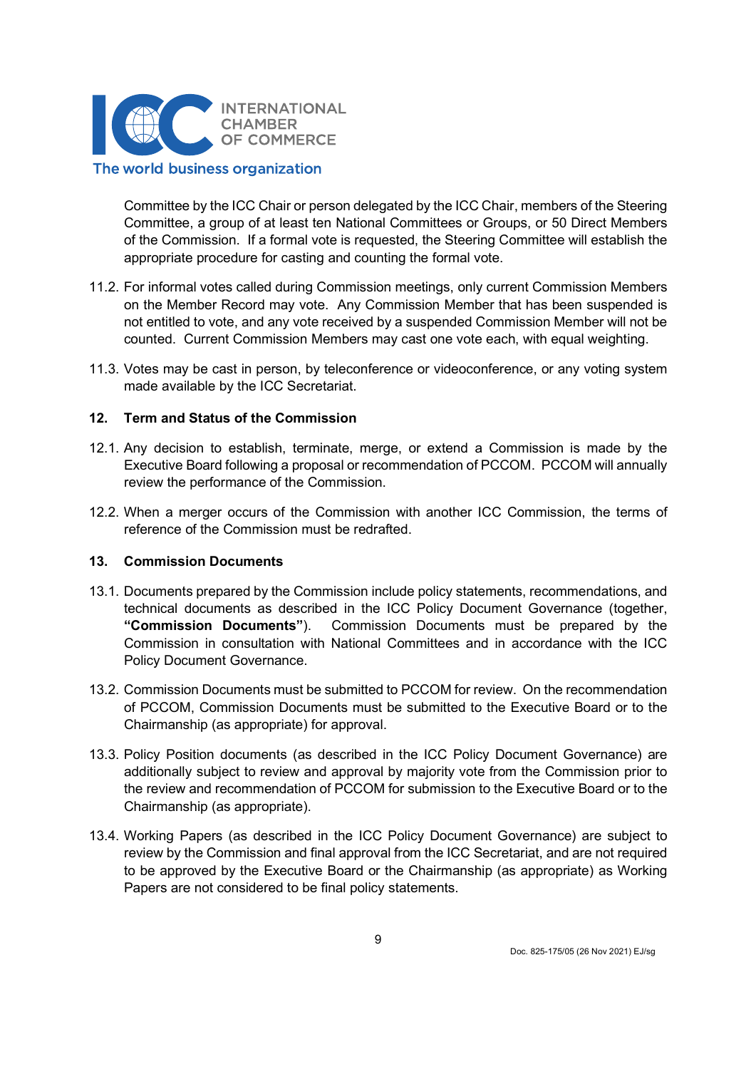Committee by the ICC Chair or person delegated by the ICC Chair, members of the Steering Committee, a group of at least ten National Committees or Groups, or 50 Direct Members of the Commission. If a formal vote is requested, the Steering Committee will establish the appropriate procedure for casting and counting the formal vote.

11.2. For informal votes called during Commission meetings, only current Commission Members on the Member Record may vote. Any Commission Member that has been suspended is not entitled to vote, and any vote received by a suspended Commission Member will not be counted. Current Commission Members may cast one vote each, with equal weighting.

11.3. Votes may be cast in person, by teleconference or videoconference, or any voting system made available by the ICC Secretariat.

## 12. Term and Status of the Commission

12.1. Any decision to establish, terminate, merge, or extend a Commission is made by the Executive Board following a proposal or recommendation of PCCOM. PCCOM will annually review the performance of the Commission.

12.2. When a merger occurs of the Commission with another ICC Commission, the terms of reference of the Commission must be redrafted.

## 13. Commission Documents

13.1. Documents prepared by the Commission include policy statements, recommendations, and technical documents as described in the ICC Policy Document Governance (together, **"Commission Documents"**). Commission Documents must be prepared by the Commission in consultation with National Committees and in accordance with the ICC Policy Document Governance.

13.2. Commission Documents must be submitted to PCCOM for review. On the recommendation of PCCOM, Commission Documents must be submitted to the Executive Board or to the Chairmanship (as appropriate) for approval.

13.3. Policy Position documents (as described in the ICC Policy Document Governance) are additionally subject to review and approval by majority vote from the Commission prior to the review and recommendation of PCCOM for submission to the Executive Board or to the Chairmanship (as appropriate).

13.4. Working Papers (as described in the ICC Policy Document Governance) are subject to review by the Commission and final approval from the ICC Secretariat, and are not required to be approved by the Executive Board or the Chairmanship (as appropriate) as Working Papers are not considered to be final policy statements.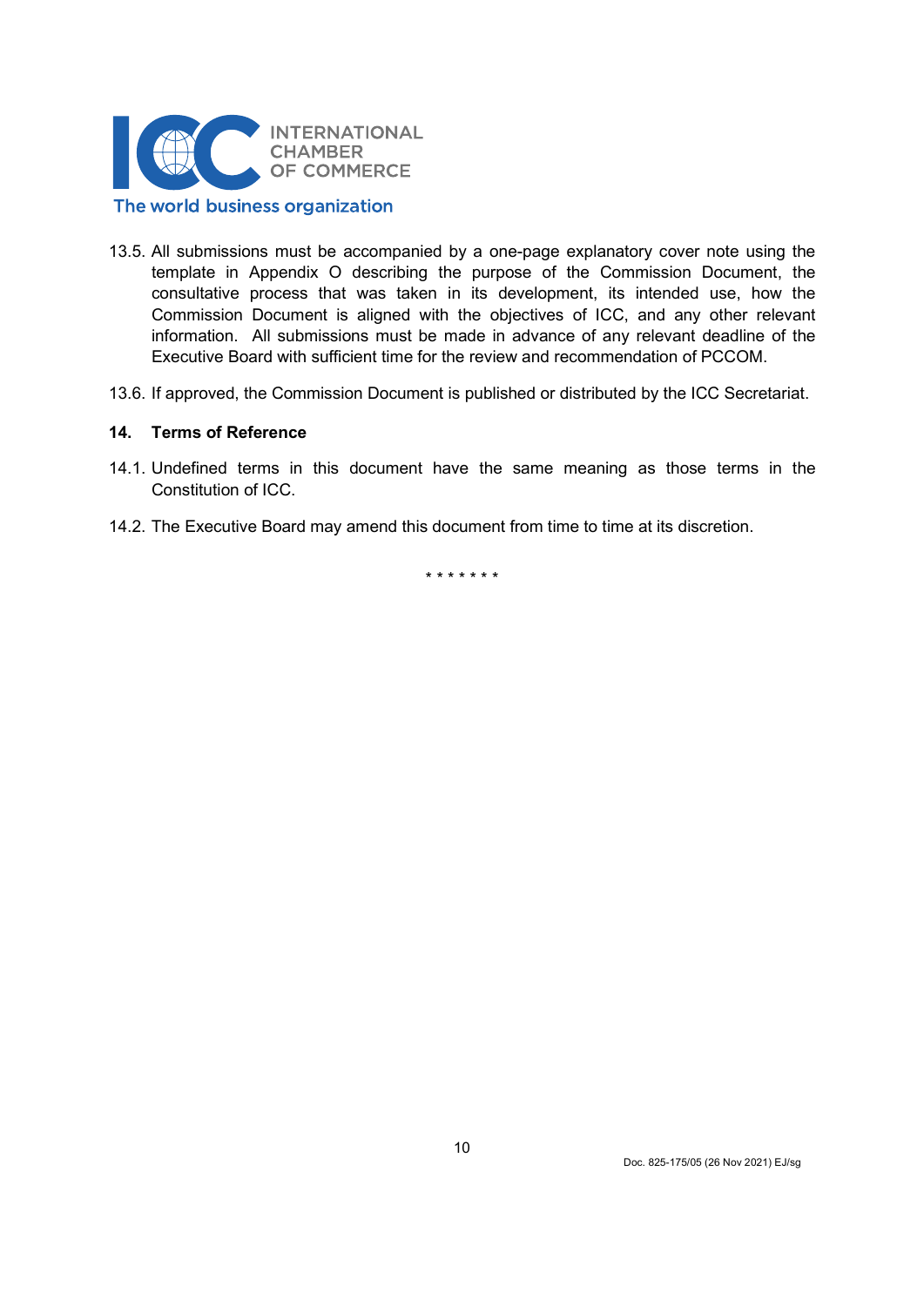13.5. All submissions must be accompanied by a one-page explanatory cover note using the template in Appendix O describing the purpose of the Commission Document, the consultative process that was taken in its development, its intended use, how the Commission Document is aligned with the objectives of ICC, and any other relevant information. All submissions must be made in advance of any relevant deadline of the Executive Board with sufficient time for the review and recommendation of PCCOM.

13.6. If approved, the Commission Document is published or distributed by the ICC Secretariat.

**14. Terms of Reference**

14.1. Undefined terms in this document have the same meaning as those terms in the Constitution of ICC.

14.2. The Executive Board may amend this document from time to time at its discretion.

\* \* \* \* \* \* \*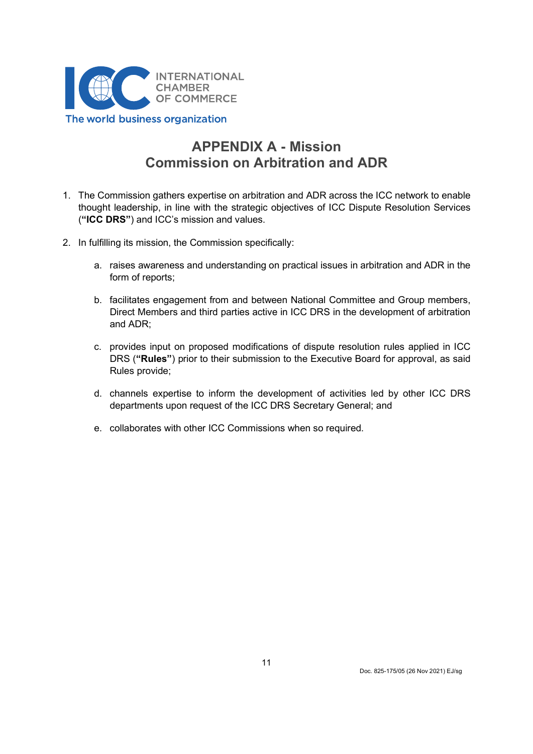# APPENDIX A - Mission
# Commission on Arbitration and ADR

1. The Commission gathers expertise on arbitration and ADR across the ICC network to enable thought leadership, in line with the strategic objectives of ICC Dispute Resolution Services (**"ICC DRS"**) and ICC's mission and values.

2. In fulfilling its mission, the Commission specifically:

   a. raises awareness and understanding on practical issues in arbitration and ADR in the form of reports;

   b. facilitates engagement from and between National Committee and Group members, Direct Members and third parties active in ICC DRS in the development of arbitration and ADR;

   c. provides input on proposed modifications of dispute resolution rules applied in ICC DRS (**"Rules"**) prior to their submission to the Executive Board for approval, as said Rules provide;

   d. channels expertise to inform the development of activities led by other ICC DRS departments upon request of the ICC DRS Secretary General; and

   e. collaborates with other ICC Commissions when so required.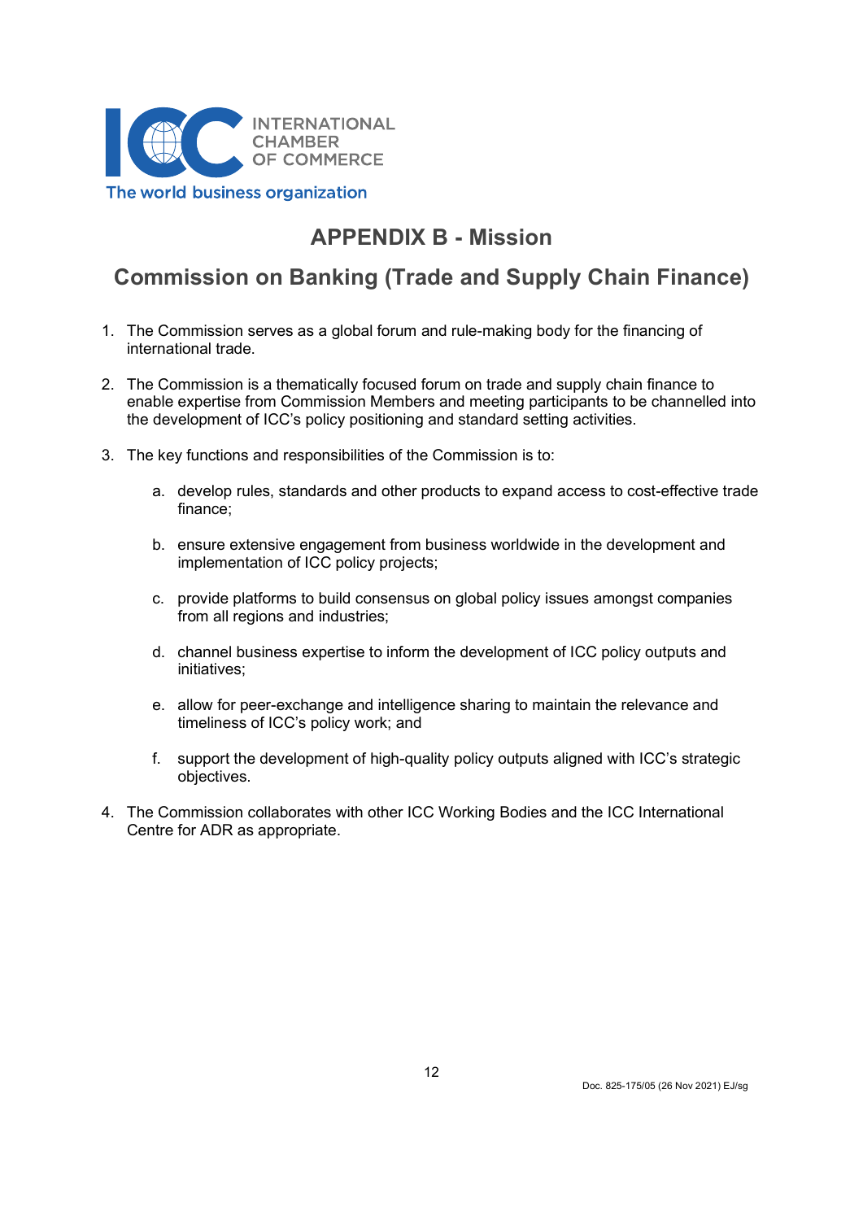## APPENDIX B - Mission

## Commission on Banking (Trade and Supply Chain Finance)

1. The Commission serves as a global forum and rule-making body for the financing of international trade.

2. The Commission is a thematically focused forum on trade and supply chain finance to enable expertise from Commission Members and meeting participants to be channelled into the development of ICC's policy positioning and standard setting activities.

3. The key functions and responsibilities of the Commission is to:

    a. develop rules, standards and other products to expand access to cost-effective trade finance;

    b. ensure extensive engagement from business worldwide in the development and implementation of ICC policy projects;

    c. provide platforms to build consensus on global policy issues amongst companies from all regions and industries;

    d. channel business expertise to inform the development of ICC policy outputs and initiatives;

    e. allow for peer-exchange and intelligence sharing to maintain the relevance and timeliness of ICC's policy work; and

    f. support the development of high-quality policy outputs aligned with ICC's strategic objectives.

4. The Commission collaborates with other ICC Working Bodies and the ICC International Centre for ADR as appropriate.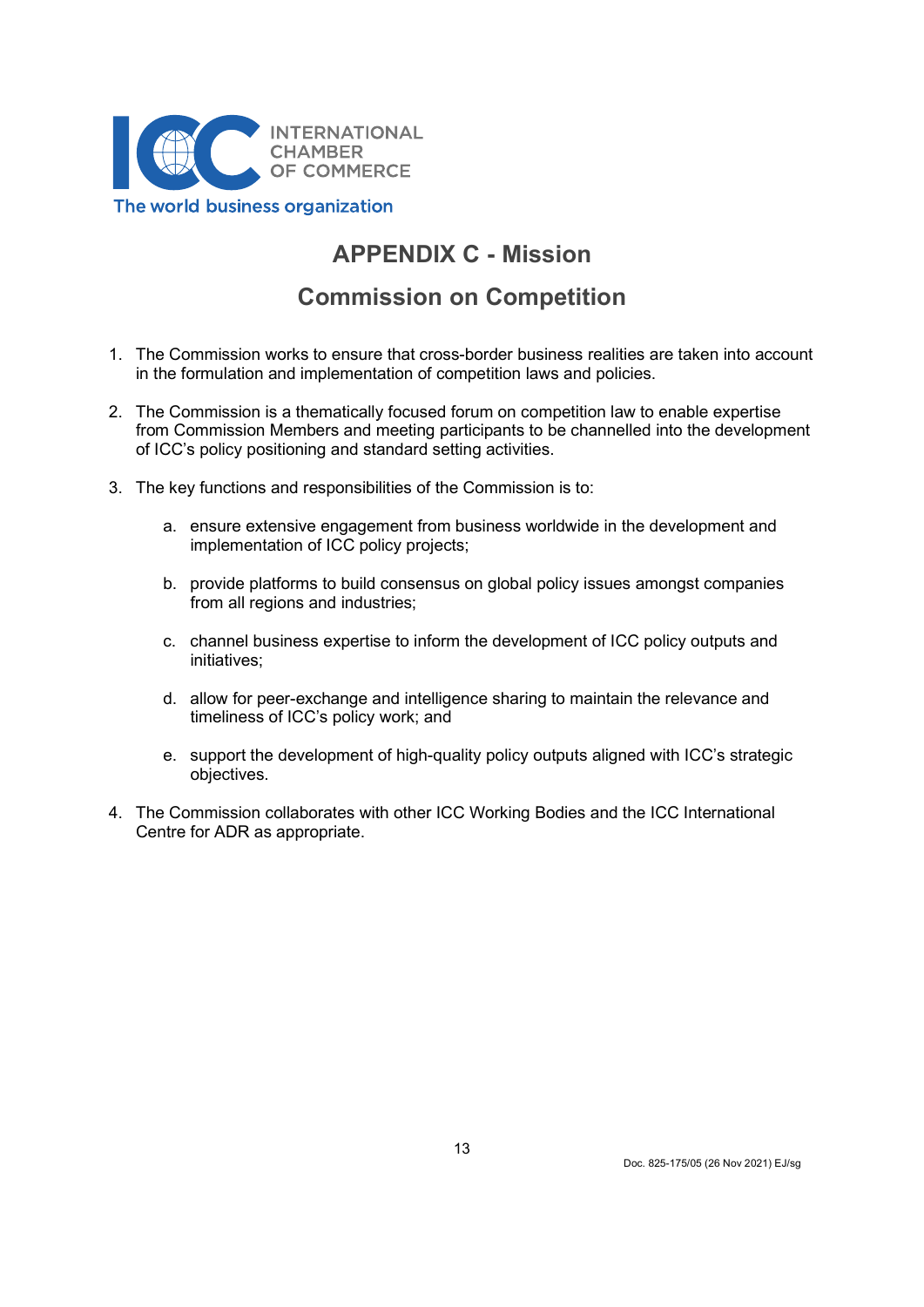INTERNATIONAL CHAMBER OF COMMERCE

The world business organization

# APPENDIX C - Mission

## Commission on Competition

1. The Commission works to ensure that cross-border business realities are taken into account in the formulation and implementation of competition laws and policies.

2. The Commission is a thematically focused forum on competition law to enable expertise from Commission Members and meeting participants to be channelled into the development of ICC's policy positioning and standard setting activities.

3. The key functions and responsibilities of the Commission is to:

   a. ensure extensive engagement from business worldwide in the development and implementation of ICC policy projects;

   b. provide platforms to build consensus on global policy issues amongst companies from all regions and industries;

   c. channel business expertise to inform the development of ICC policy outputs and initiatives;

   d. allow for peer-exchange and intelligence sharing to maintain the relevance and timeliness of ICC's policy work; and

   e. support the development of high-quality policy outputs aligned with ICC's strategic objectives.

4. The Commission collaborates with other ICC Working Bodies and the ICC International Centre for ADR as appropriate.

Doc. 825-175/05 (26 Nov 2021) EJ/sg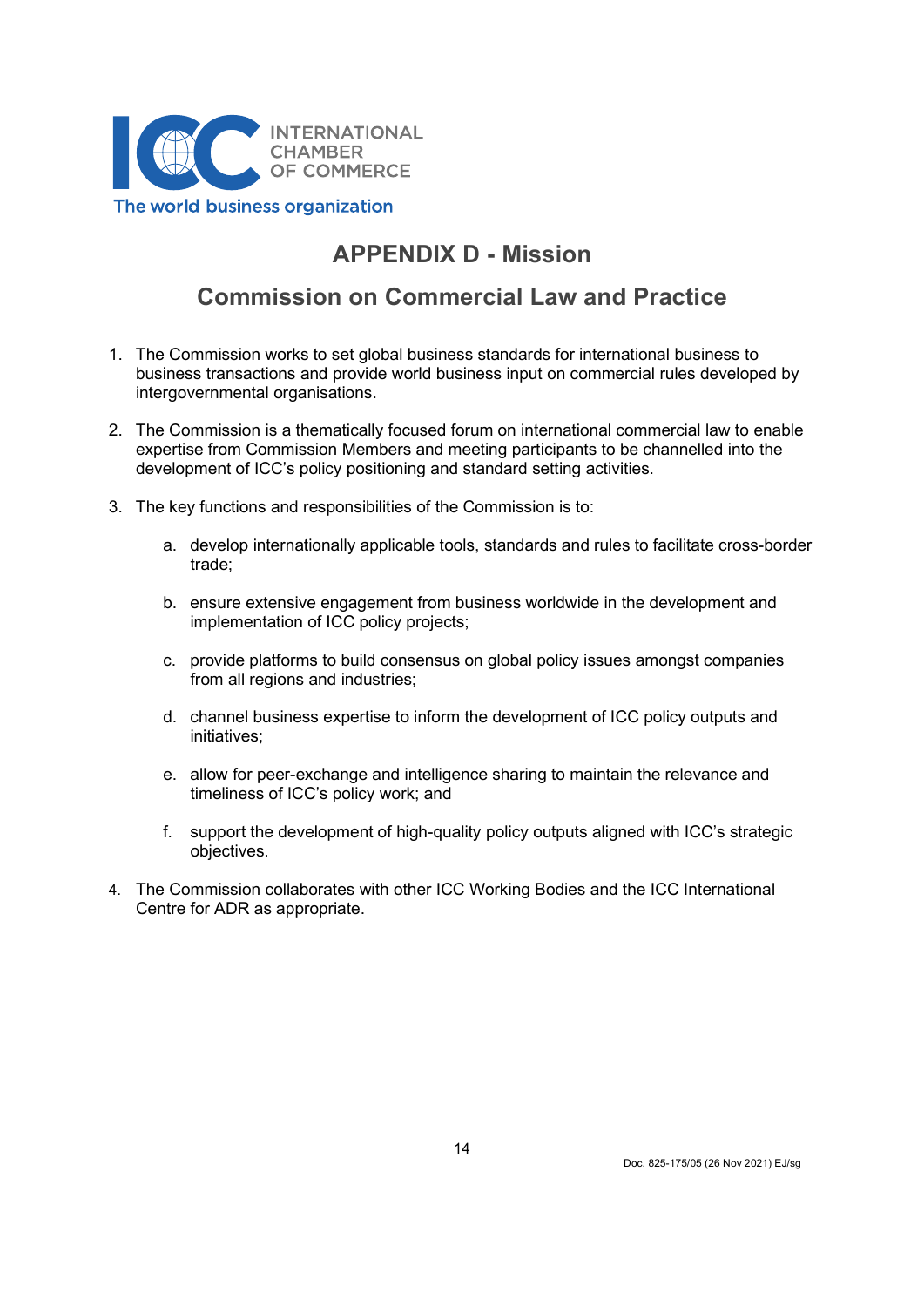# APPENDIX D - Mission

## Commission on Commercial Law and Practice

1. The Commission works to set global business standards for international business to business transactions and provide world business input on commercial rules developed by intergovernmental organisations.

2. The Commission is a thematically focused forum on international commercial law to enable expertise from Commission Members and meeting participants to be channelled into the development of ICC's policy positioning and standard setting activities.

3. The key functions and responsibilities of the Commission is to:

    a. develop internationally applicable tools, standards and rules to facilitate cross-border trade;

    b. ensure extensive engagement from business worldwide in the development and implementation of ICC policy projects;

    c. provide platforms to build consensus on global policy issues amongst companies from all regions and industries;

    d. channel business expertise to inform the development of ICC policy outputs and initiatives;

    e. allow for peer-exchange and intelligence sharing to maintain the relevance and timeliness of ICC's policy work; and

    f. support the development of high-quality policy outputs aligned with ICC's strategic objectives.

4. The Commission collaborates with other ICC Working Bodies and the ICC International Centre for ADR as appropriate.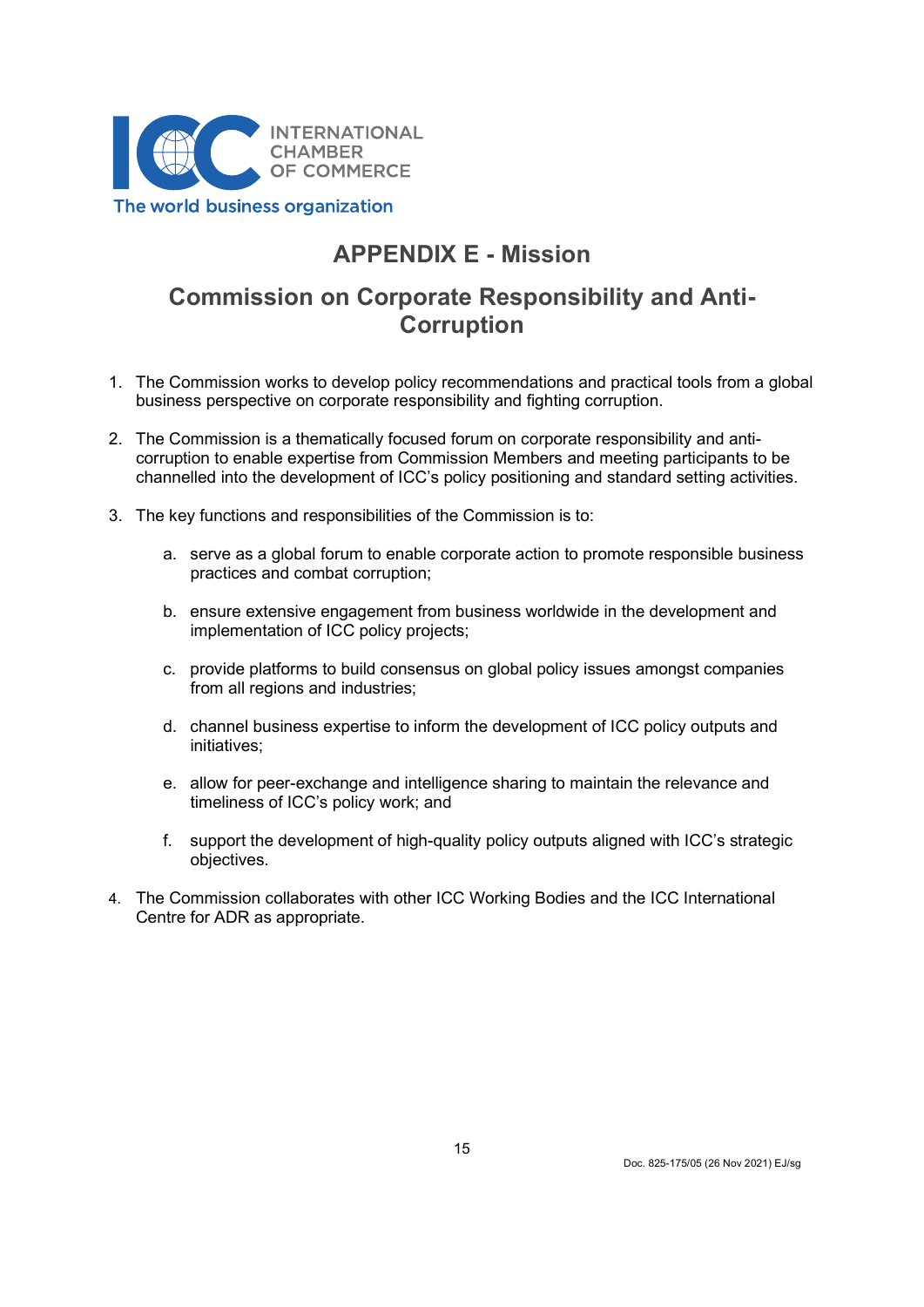## APPENDIX E - Mission

## Commission on Corporate Responsibility and Anti-Corruption

1. The Commission works to develop policy recommendations and practical tools from a global business perspective on corporate responsibility and fighting corruption.

2. The Commission is a thematically focused forum on corporate responsibility and anti-corruption to enable expertise from Commission Members and meeting participants to be channelled into the development of ICC's policy positioning and standard setting activities.

3. The key functions and responsibilities of the Commission is to:

   a. serve as a global forum to enable corporate action to promote responsible business practices and combat corruption;

   b. ensure extensive engagement from business worldwide in the development and implementation of ICC policy projects;

   c. provide platforms to build consensus on global policy issues amongst companies from all regions and industries;

   d. channel business expertise to inform the development of ICC policy outputs and initiatives;

   e. allow for peer-exchange and intelligence sharing to maintain the relevance and timeliness of ICC's policy work; and

   f. support the development of high-quality policy outputs aligned with ICC's strategic objectives.

4. The Commission collaborates with other ICC Working Bodies and the ICC International Centre for ADR as appropriate.

Doc. 825-175/05 (26 Nov 2021) EJ/sg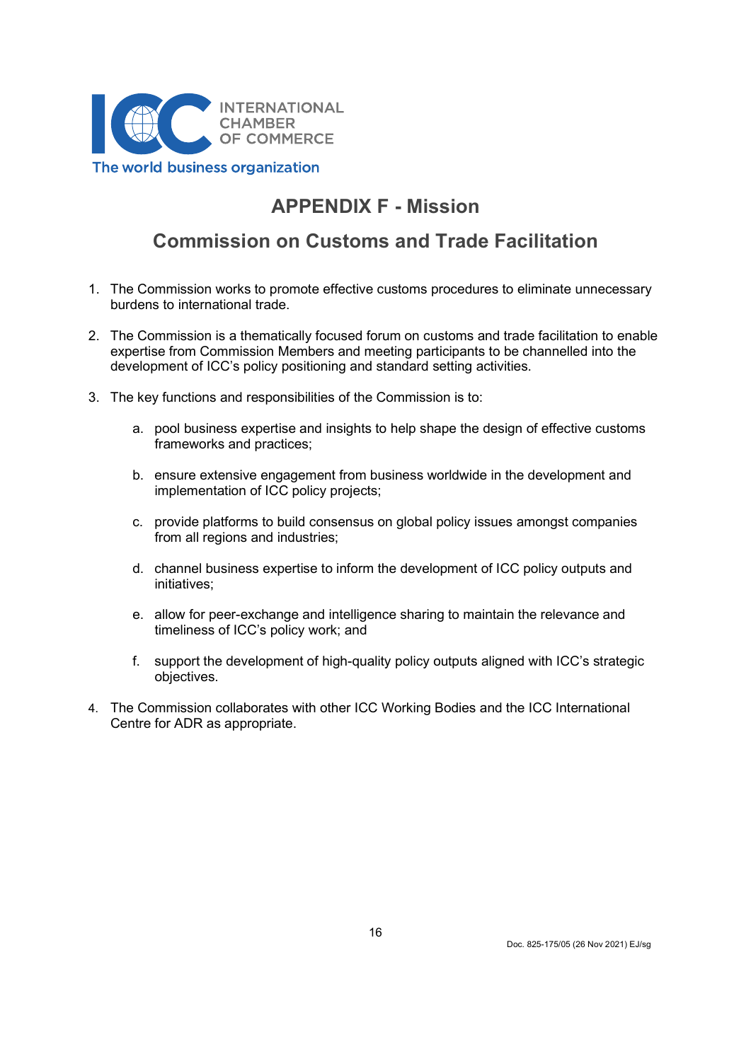INTERNATIONAL CHAMBER OF COMMERCE

The world business organization

## APPENDIX F - Mission

## Commission on Customs and Trade Facilitation

1. The Commission works to promote effective customs procedures to eliminate unnecessary burdens to international trade.

2. The Commission is a thematically focused forum on customs and trade facilitation to enable expertise from Commission Members and meeting participants to be channelled into the development of ICC's policy positioning and standard setting activities.

3. The key functions and responsibilities of the Commission is to:

   a. pool business expertise and insights to help shape the design of effective customs frameworks and practices;

   b. ensure extensive engagement from business worldwide in the development and implementation of ICC policy projects;

   c. provide platforms to build consensus on global policy issues amongst companies from all regions and industries;

   d. channel business expertise to inform the development of ICC policy outputs and initiatives;

   e. allow for peer-exchange and intelligence sharing to maintain the relevance and timeliness of ICC's policy work; and

   f. support the development of high-quality policy outputs aligned with ICC's strategic objectives.

4. The Commission collaborates with other ICC Working Bodies and the ICC International Centre for ADR as appropriate.

Doc. 825-175/05 (26 Nov 2021) EJ/sg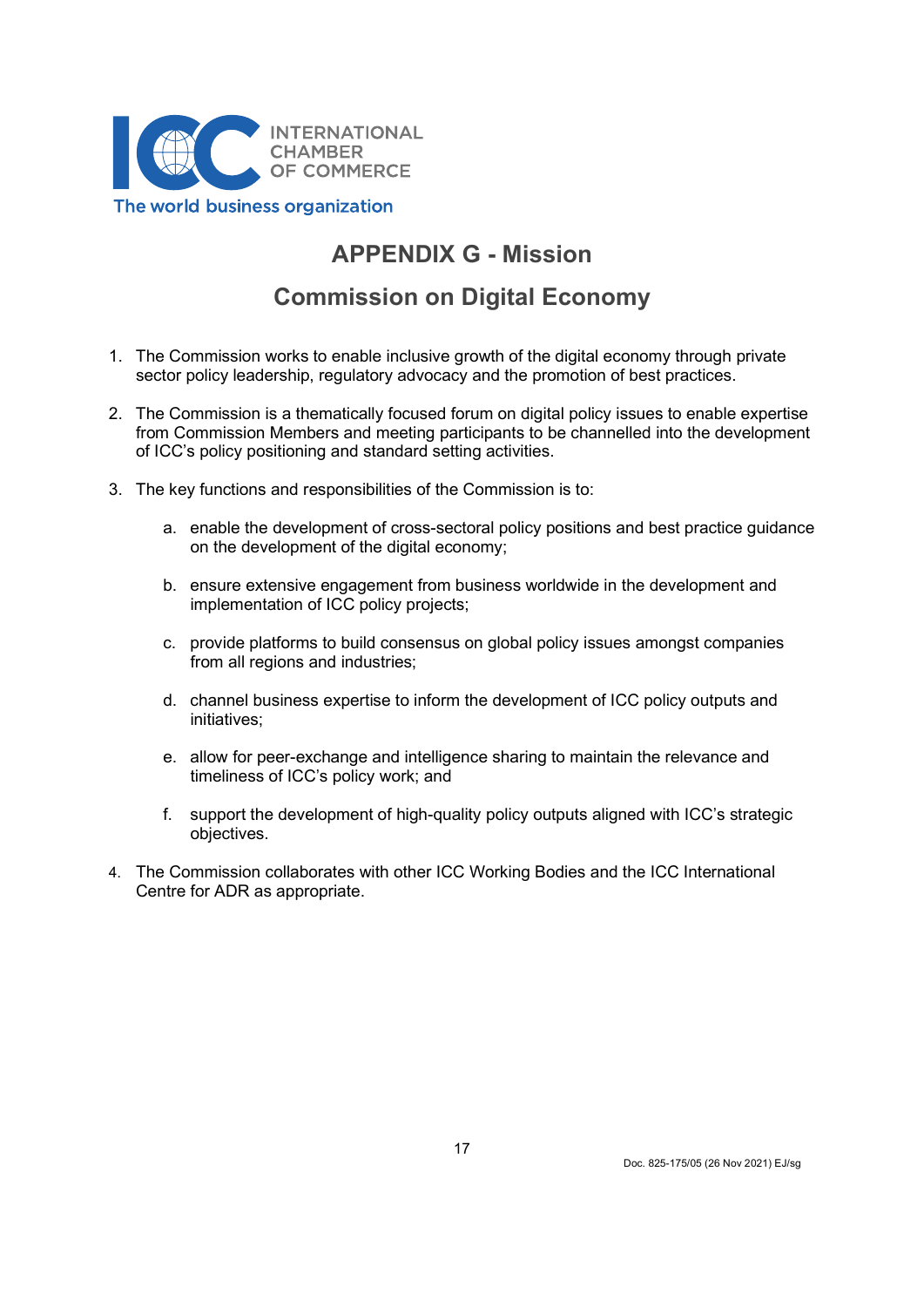## APPENDIX G - Mission

## Commission on Digital Economy

1. The Commission works to enable inclusive growth of the digital economy through private sector policy leadership, regulatory advocacy and the promotion of best practices.

2. The Commission is a thematically focused forum on digital policy issues to enable expertise from Commission Members and meeting participants to be channelled into the development of ICC's policy positioning and standard setting activities.

3. The key functions and responsibilities of the Commission is to:

   a. enable the development of cross-sectoral policy positions and best practice guidance on the development of the digital economy;

   b. ensure extensive engagement from business worldwide in the development and implementation of ICC policy projects;

   c. provide platforms to build consensus on global policy issues amongst companies from all regions and industries;

   d. channel business expertise to inform the development of ICC policy outputs and initiatives;

   e. allow for peer-exchange and intelligence sharing to maintain the relevance and timeliness of ICC's policy work; and

   f. support the development of high-quality policy outputs aligned with ICC's strategic objectives.

4. The Commission collaborates with other ICC Working Bodies and the ICC International Centre for ADR as appropriate.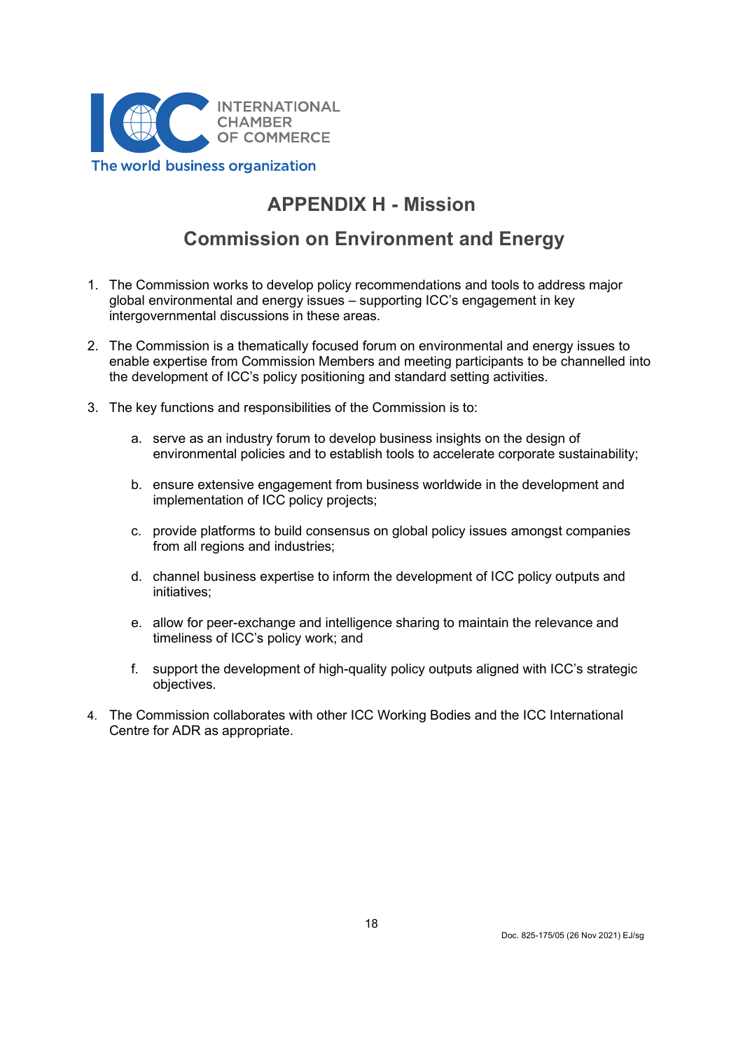# APPENDIX H - Mission

## Commission on Environment and Energy

1. The Commission works to develop policy recommendations and tools to address major global environmental and energy issues – supporting ICC's engagement in key intergovernmental discussions in these areas.

2. The Commission is a thematically focused forum on environmental and energy issues to enable expertise from Commission Members and meeting participants to be channelled into the development of ICC's policy positioning and standard setting activities.

3. The key functions and responsibilities of the Commission is to:

    a. serve as an industry forum to develop business insights on the design of environmental policies and to establish tools to accelerate corporate sustainability;

    b. ensure extensive engagement from business worldwide in the development and implementation of ICC policy projects;

    c. provide platforms to build consensus on global policy issues amongst companies from all regions and industries;

    d. channel business expertise to inform the development of ICC policy outputs and initiatives;

    e. allow for peer-exchange and intelligence sharing to maintain the relevance and timeliness of ICC's policy work; and

    f. support the development of high-quality policy outputs aligned with ICC's strategic objectives.

4. The Commission collaborates with other ICC Working Bodies and the ICC International Centre for ADR as appropriate.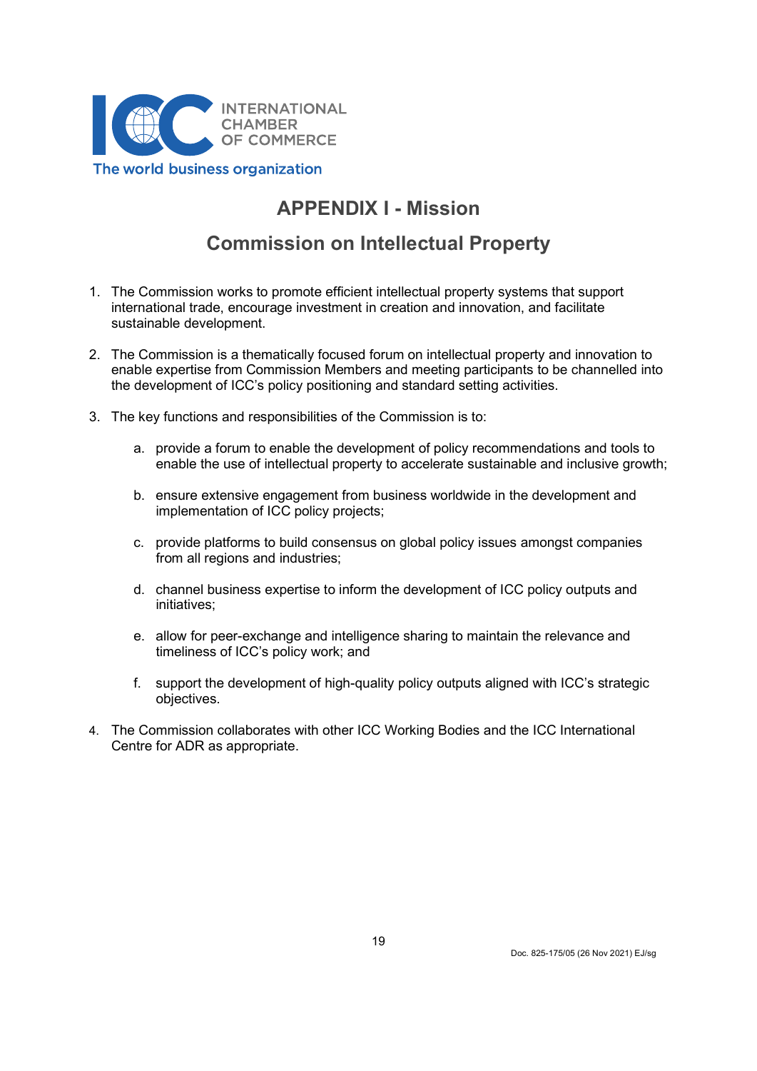# APPENDIX I - Mission

## Commission on Intellectual Property

1. The Commission works to promote efficient intellectual property systems that support international trade, encourage investment in creation and innovation, and facilitate sustainable development.

2. The Commission is a thematically focused forum on intellectual property and innovation to enable expertise from Commission Members and meeting participants to be channelled into the development of ICC's policy positioning and standard setting activities.

3. The key functions and responsibilities of the Commission is to:

   a. provide a forum to enable the development of policy recommendations and tools to enable the use of intellectual property to accelerate sustainable and inclusive growth;

   b. ensure extensive engagement from business worldwide in the development and implementation of ICC policy projects;

   c. provide platforms to build consensus on global policy issues amongst companies from all regions and industries;

   d. channel business expertise to inform the development of ICC policy outputs and initiatives;

   e. allow for peer-exchange and intelligence sharing to maintain the relevance and timeliness of ICC's policy work; and

   f. support the development of high-quality policy outputs aligned with ICC's strategic objectives.

4. The Commission collaborates with other ICC Working Bodies and the ICC International Centre for ADR as appropriate.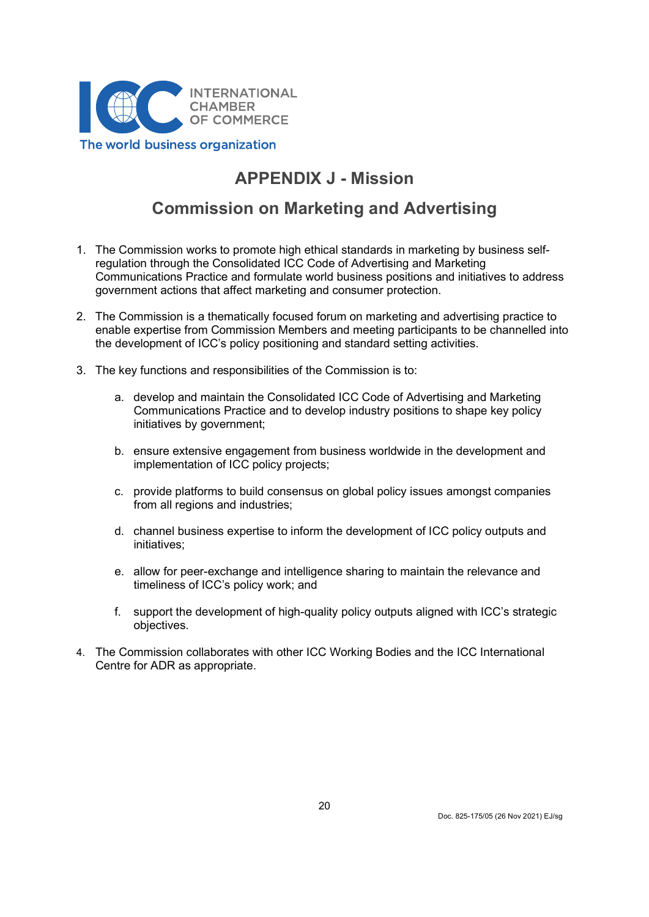# APPENDIX J - Mission

## Commission on Marketing and Advertising

1. The Commission works to promote high ethical standards in marketing by business self-regulation through the Consolidated ICC Code of Advertising and Marketing Communications Practice and formulate world business positions and initiatives to address government actions that affect marketing and consumer protection.

2. The Commission is a thematically focused forum on marketing and advertising practice to enable expertise from Commission Members and meeting participants to be channelled into the development of ICC's policy positioning and standard setting activities.

3. The key functions and responsibilities of the Commission is to:

   a. develop and maintain the Consolidated ICC Code of Advertising and Marketing Communications Practice and to develop industry positions to shape key policy initiatives by government;

   b. ensure extensive engagement from business worldwide in the development and implementation of ICC policy projects;

   c. provide platforms to build consensus on global policy issues amongst companies from all regions and industries;

   d. channel business expertise to inform the development of ICC policy outputs and initiatives;

   e. allow for peer-exchange and intelligence sharing to maintain the relevance and timeliness of ICC's policy work; and

   f. support the development of high-quality policy outputs aligned with ICC's strategic objectives.

4. The Commission collaborates with other ICC Working Bodies and the ICC International Centre for ADR as appropriate.

Doc. 825-175/05 (26 Nov 2021) EJ/sg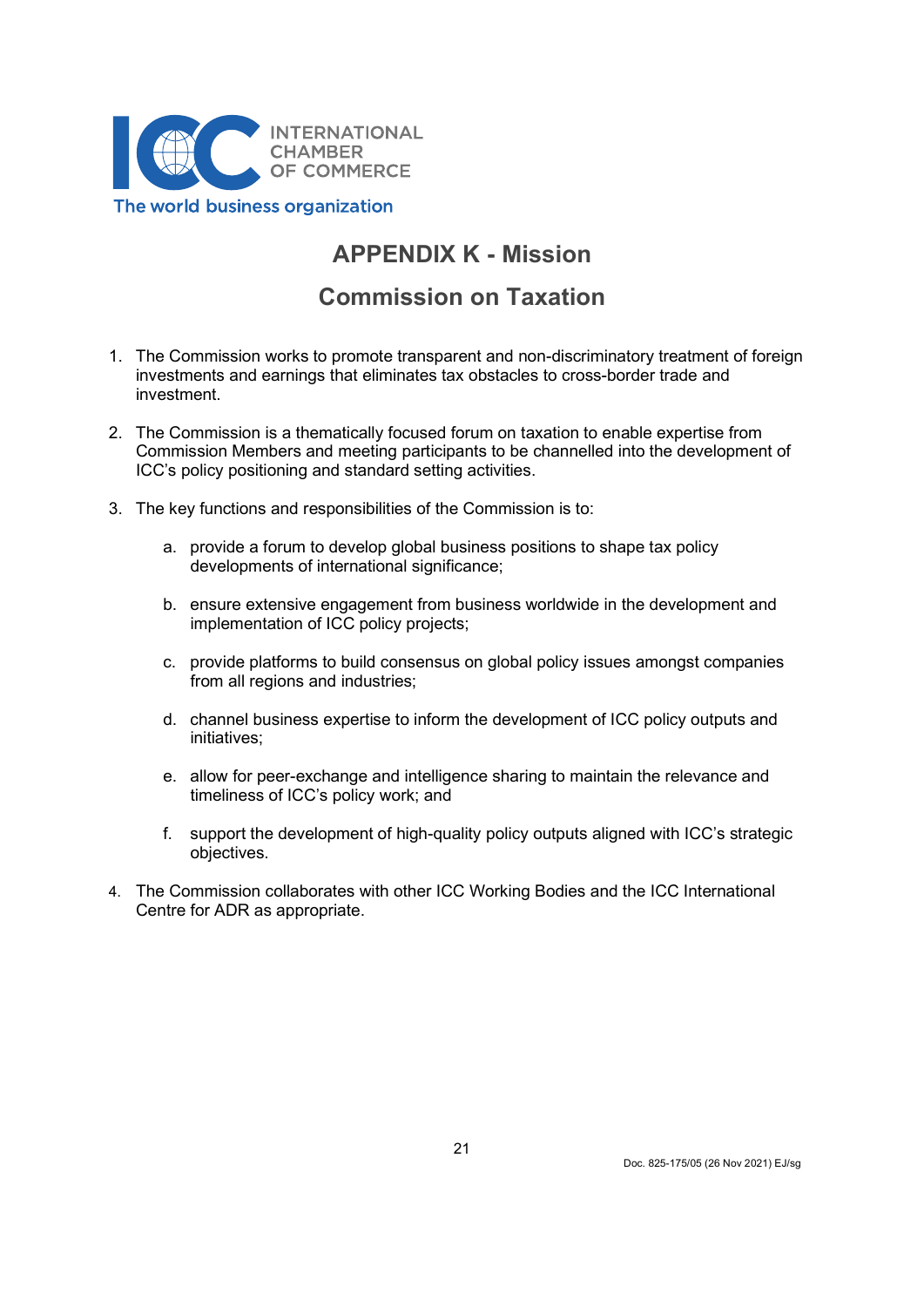# APPENDIX K - Mission

## Commission on Taxation

1. The Commission works to promote transparent and non-discriminatory treatment of foreign investments and earnings that eliminates tax obstacles to cross-border trade and investment.

2. The Commission is a thematically focused forum on taxation to enable expertise from Commission Members and meeting participants to be channelled into the development of ICC's policy positioning and standard setting activities.

3. The key functions and responsibilities of the Commission is to:

    a. provide a forum to develop global business positions to shape tax policy developments of international significance;

    b. ensure extensive engagement from business worldwide in the development and implementation of ICC policy projects;

    c. provide platforms to build consensus on global policy issues amongst companies from all regions and industries;

    d. channel business expertise to inform the development of ICC policy outputs and initiatives;

    e. allow for peer-exchange and intelligence sharing to maintain the relevance and timeliness of ICC's policy work; and

    f. support the development of high-quality policy outputs aligned with ICC's strategic objectives.

4. The Commission collaborates with other ICC Working Bodies and the ICC International Centre for ADR as appropriate.

Doc. 825-175/05 (26 Nov 2021) EJ/sg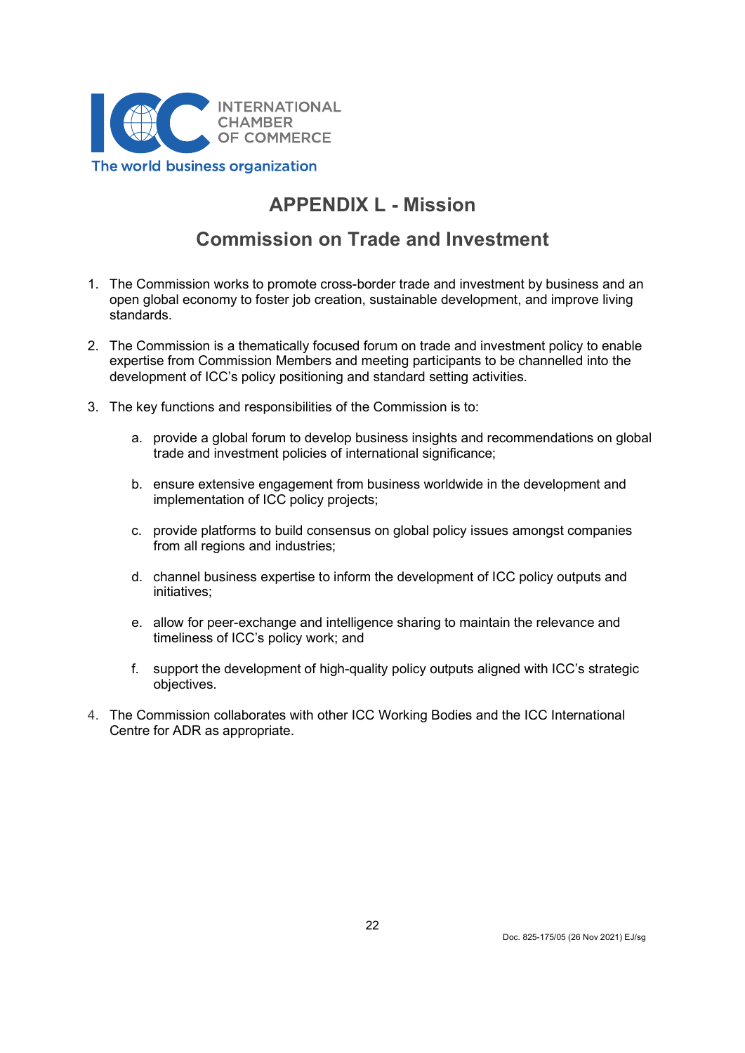# APPENDIX L - Mission

## Commission on Trade and Investment

1. The Commission works to promote cross-border trade and investment by business and an open global economy to foster job creation, sustainable development, and improve living standards.

2. The Commission is a thematically focused forum on trade and investment policy to enable expertise from Commission Members and meeting participants to be channelled into the development of ICC's policy positioning and standard setting activities.

3. The key functions and responsibilities of the Commission is to:

   a. provide a global forum to develop business insights and recommendations on global trade and investment policies of international significance;

   b. ensure extensive engagement from business worldwide in the development and implementation of ICC policy projects;

   c. provide platforms to build consensus on global policy issues amongst companies from all regions and industries;

   d. channel business expertise to inform the development of ICC policy outputs and initiatives;

   e. allow for peer-exchange and intelligence sharing to maintain the relevance and timeliness of ICC's policy work; and

   f. support the development of high-quality policy outputs aligned with ICC's strategic objectives.

4. The Commission collaborates with other ICC Working Bodies and the ICC International Centre for ADR as appropriate.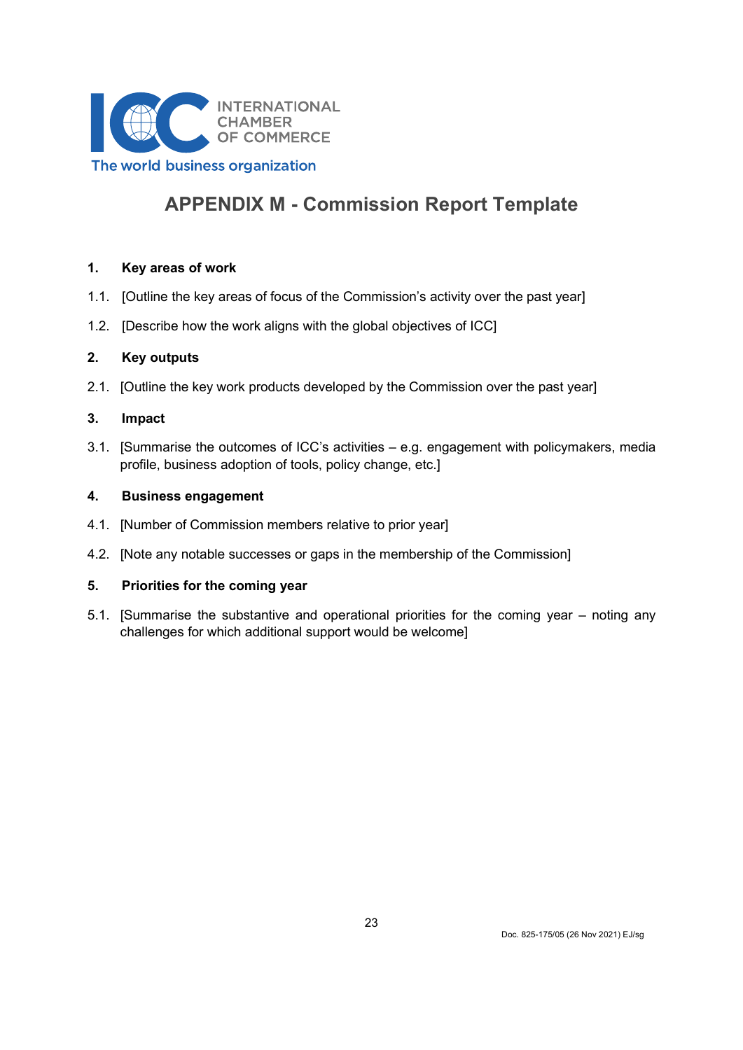# APPENDIX M - Commission Report Template

**1. Key areas of work**

1.1. [Outline the key areas of focus of the Commission's activity over the past year]

1.2. [Describe how the work aligns with the global objectives of ICC]

**2. Key outputs**

2.1. [Outline the key work products developed by the Commission over the past year]

**3. Impact**

3.1. [Summarise the outcomes of ICC's activities – e.g. engagement with policymakers, media profile, business adoption of tools, policy change, etc.]

**4. Business engagement**

4.1. [Number of Commission members relative to prior year]

4.2. [Note any notable successes or gaps in the membership of the Commission]

**5. Priorities for the coming year**

5.1. [Summarise the substantive and operational priorities for the coming year – noting any challenges for which additional support would be welcome]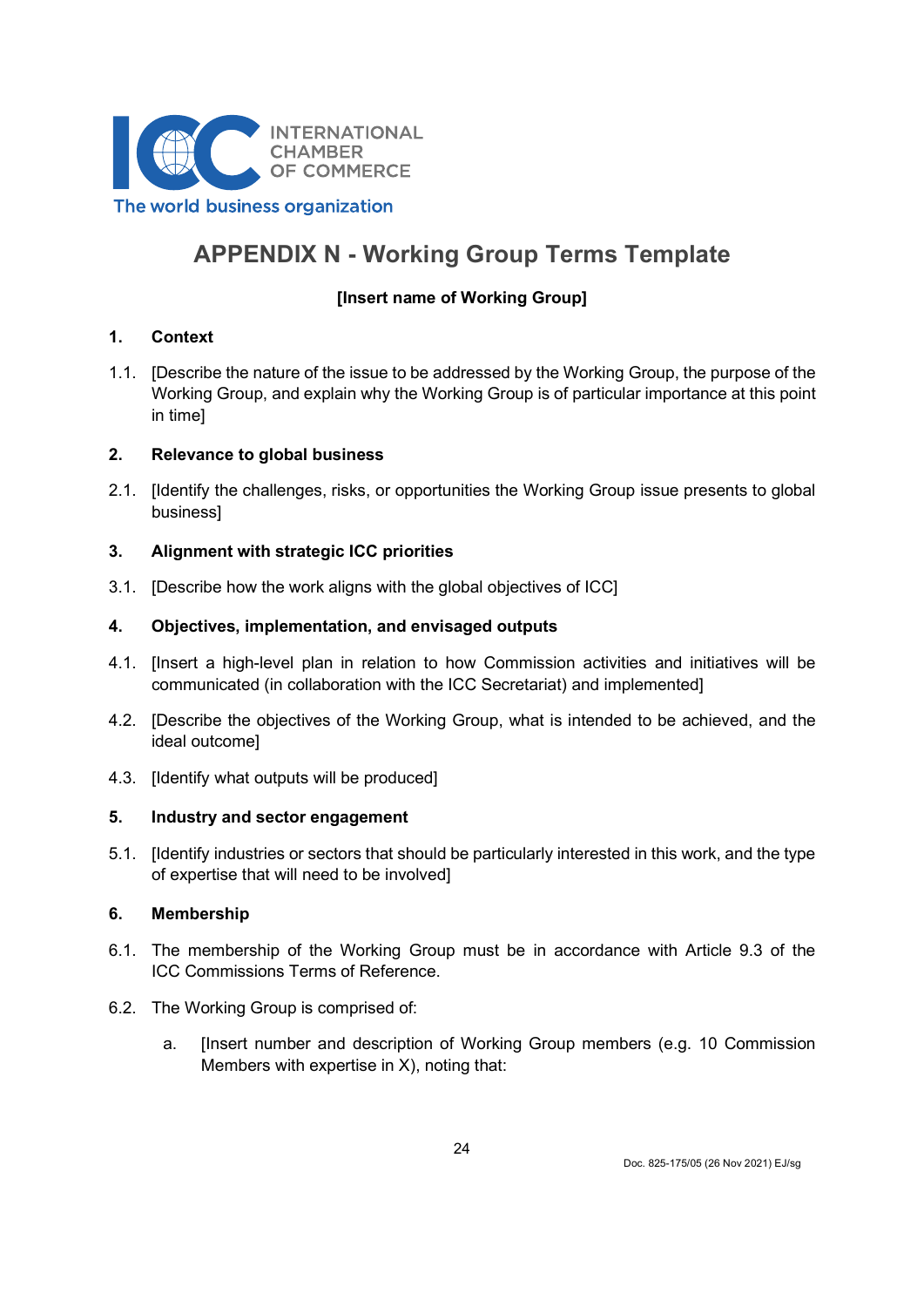# APPENDIX N - Working Group Terms Template

**[Insert name of Working Group]**

## 1. Context

1.1. [Describe the nature of the issue to be addressed by the Working Group, the purpose of the Working Group, and explain why the Working Group is of particular importance at this point in time]

## 2. Relevance to global business

2.1. [Identify the challenges, risks, or opportunities the Working Group issue presents to global business]

## 3. Alignment with strategic ICC priorities

3.1. [Describe how the work aligns with the global objectives of ICC]

## 4. Objectives, implementation, and envisaged outputs

4.1. [Insert a high-level plan in relation to how Commission activities and initiatives will be communicated (in collaboration with the ICC Secretariat) and implemented]

4.2. [Describe the objectives of the Working Group, what is intended to be achieved, and the ideal outcome]

4.3. [Identify what outputs will be produced]

## 5. Industry and sector engagement

5.1. [Identify industries or sectors that should be particularly interested in this work, and the type of expertise that will need to be involved]

## 6. Membership

6.1. The membership of the Working Group must be in accordance with Article 9.3 of the ICC Commissions Terms of Reference.

6.2. The Working Group is comprised of:

a. [Insert number and description of Working Group members (e.g. 10 Commission Members with expertise in X), noting that: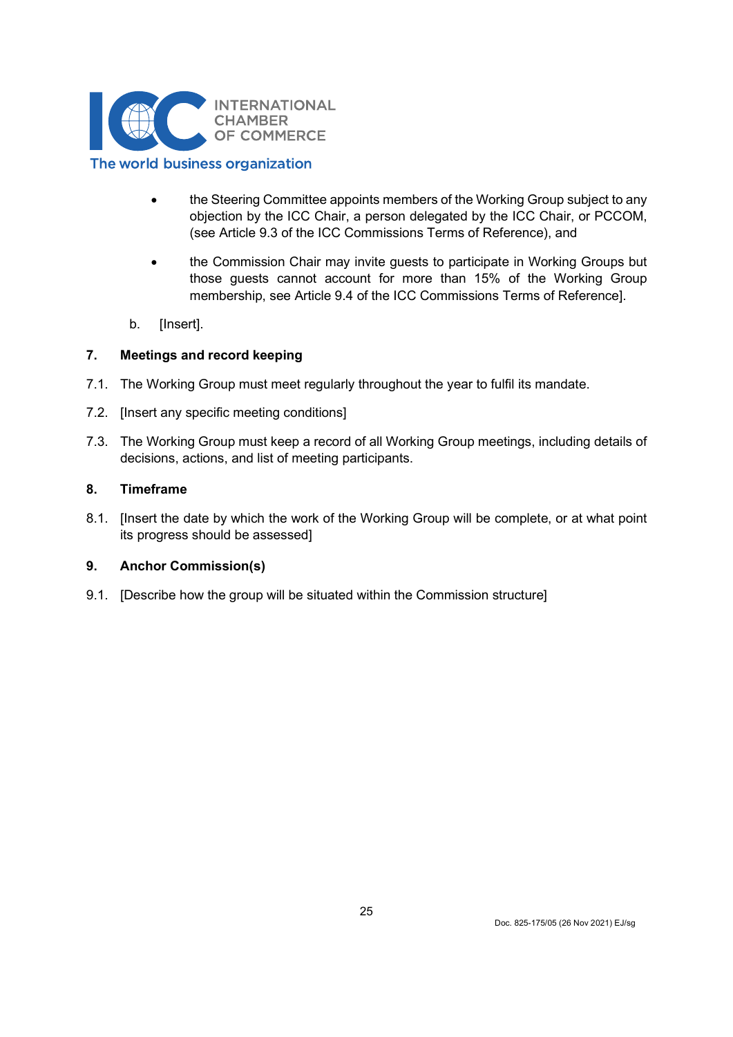- the Steering Committee appoints members of the Working Group subject to any objection by the ICC Chair, a person delegated by the ICC Chair, or PCCOM, (see Article 9.3 of the ICC Commissions Terms of Reference), and
- the Commission Chair may invite guests to participate in Working Groups but those guests cannot account for more than 15% of the Working Group membership, see Article 9.4 of the ICC Commissions Terms of Reference].

b. [Insert].

## 7. Meetings and record keeping

7.1. The Working Group must meet regularly throughout the year to fulfil its mandate.

7.2. [Insert any specific meeting conditions]

7.3. The Working Group must keep a record of all Working Group meetings, including details of decisions, actions, and list of meeting participants.

## 8. Timeframe

8.1. [Insert the date by which the work of the Working Group will be complete, or at what point its progress should be assessed]

## 9. Anchor Commission(s)

9.1. [Describe how the group will be situated within the Commission structure]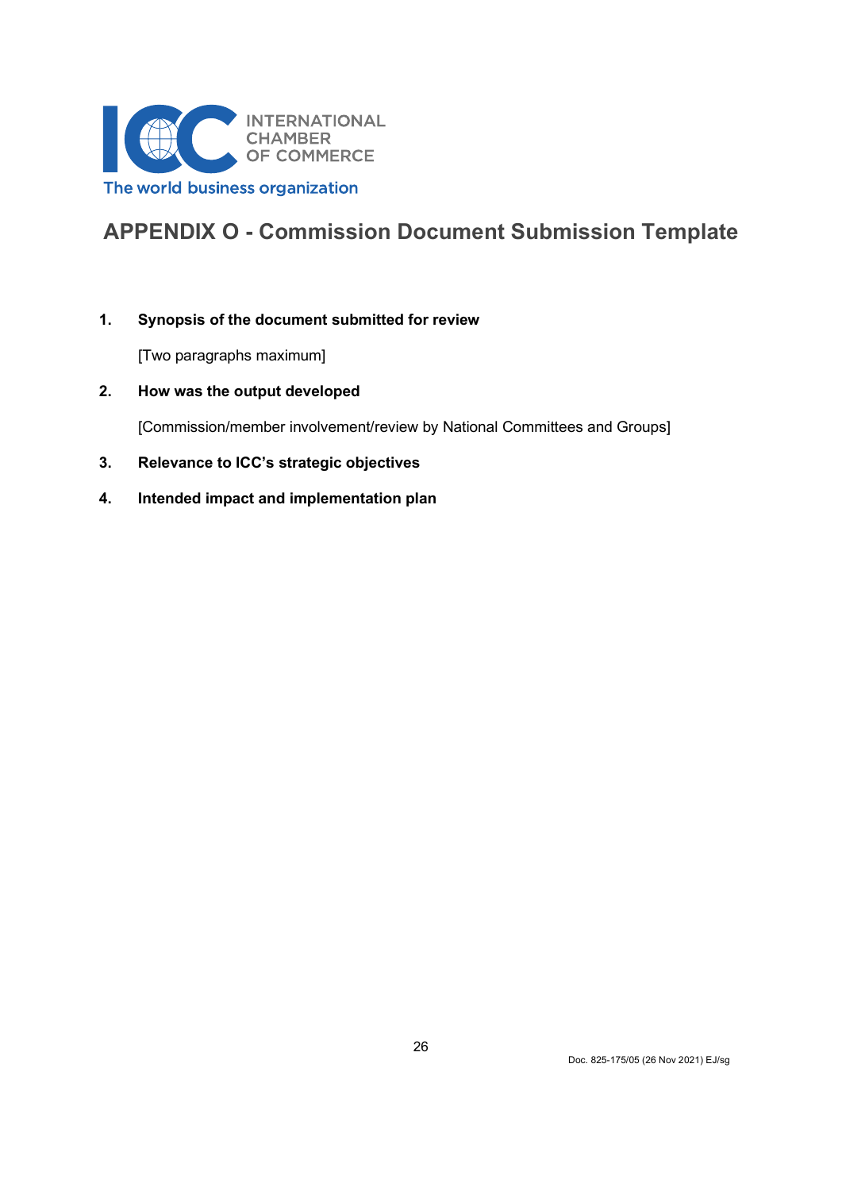INTERNATIONAL CHAMBER OF COMMERCE

The world business organization

# APPENDIX O - Commission Document Submission Template

1. **Synopsis of the document submitted for review**

   [Two paragraphs maximum]

2. **How was the output developed**

   [Commission/member involvement/review by National Committees and Groups]

3. **Relevance to ICC's strategic objectives**

4. **Intended impact and implementation plan**

Doc. 825-175/05 (26 Nov 2021) EJ/sg